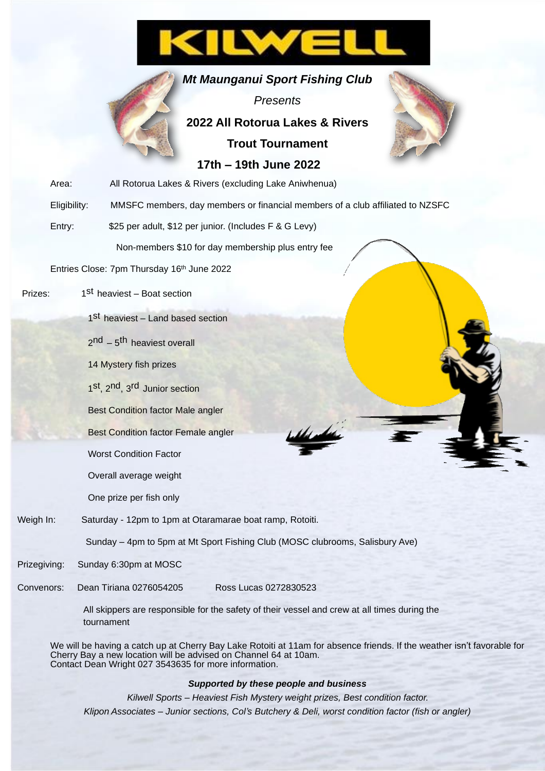# KILWELL

***Mt Maunganui Sport Fishing Club***

*Presents*

**2022 All Rotorua Lakes & Rivers**

**Trout Tournament**

**17th – 19th June 2022**

Area: All Rotorua Lakes & Rivers (excluding Lake Aniwhenua)

Eligibility: MMSFC members, day members or financial members of a club affiliated to NZSFC

Entry: $25 per adult, $12 per junior. (Includes F & G Levy)

Non-members $10 for day membership plus entry fee

Entries Close: 7pm Thursday 16th June 2022

Prizes:
- 1st heaviest – Boat section
- 1st heaviest – Land based section
- 2nd – 5th heaviest overall
- 14 Mystery fish prizes
- 1st, 2nd, 3rd Junior section
- Best Condition factor Male angler
- Best Condition factor Female angler
- Worst Condition Factor
- Overall average weight
- One prize per fish only

Weigh In: Saturday - 12pm to 1pm at Otaramarae boat ramp, Rotoiti.

Sunday – 4pm to 5pm at Mt Sport Fishing Club (MOSC clubrooms, Salisbury Ave)

Prizegiving: Sunday 6:30pm at MOSC

Convenors: Dean Tiriana 0276054205 Ross Lucas 0272830523

All skippers are responsible for the safety of their vessel and crew at all times during the tournament

We will be having a catch up at Cherry Bay Lake Rotoiti at 11am for absence friends. If the weather isn't favorable for Cherry Bay a new location will be advised on Channel 64 at 10am.
Contact Dean Wright 027 3543635 for more information.

***Supported by these people and business***

*Kilwell Sports – Heaviest Fish Mystery weight prizes, Best condition factor.*

*Klipon Associates – Junior sections, Col's Butchery & Deli, worst condition factor (fish or angler)*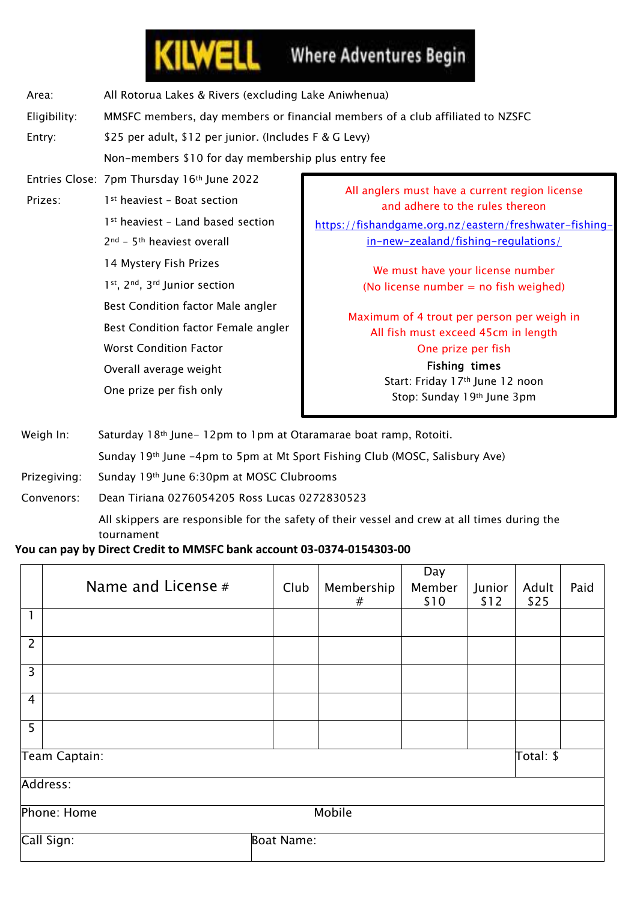**KILWELL** Where Adventures Begin

Area: All Rotorua Lakes & Rivers (excluding Lake Aniwhenua)

Eligibility: MMSFC members, day members or financial members of a club affiliated to NZSFC

Entry: $25 per adult, $12 per junior. (Includes F & G Levy)

Non-members $10 for day membership plus entry fee

Entries Close: 7pm Thursday 16th June 2022

Prizes:
- 1st heaviest – Boat section
- 1st heaviest – Land based section
- 2nd – 5th heaviest overall
- 14 Mystery Fish Prizes
- 1st, 2nd, 3rd Junior section
- Best Condition factor Male angler
- Best Condition factor Female angler
- Worst Condition Factor
- Overall average weight
- One prize per fish only

All anglers must have a current region license and adhere to the rules thereon
https://fishandgame.org.nz/eastern/freshwater-fishing-in-new-zealand/fishing-regulations/

We must have your license number
(No license number = no fish weighed)

Maximum of 4 trout per person per weigh in
All fish must exceed 45cm in length
One prize per fish

**Fishing times**
Start: Friday 17th June 12 noon
Stop: Sunday 19th June 3pm

Weigh In: Saturday 18th June- 12pm to 1pm at Otaramarae boat ramp, Rotoiti.

Sunday 19th June -4pm to 5pm at Mt Sport Fishing Club (MOSC, Salisbury Ave)

Prizegiving: Sunday 19th June 6:30pm at MOSC Clubrooms

Convenors: Dean Tiriana 0276054205 Ross Lucas 0272830523

All skippers are responsible for the safety of their vessel and crew at all times during the tournament

**You can pay by Direct Credit to MMSFC bank account 03-0374-0154303-00**

| | Name and License # | Club | Membership # | Day Member $10 | Junior $12 | Adult $25 | Paid |
|---|---|---|---|---|---|---|---|
| 1 | | | | | | | |
| 2 | | | | | | | |
| 3 | | | | | | | |
| 4 | | | | | | | |
| 5 | | | | | | | |

Team Captain: Total: $

Address:

Phone: Home Mobile

Call Sign: Boat Name: